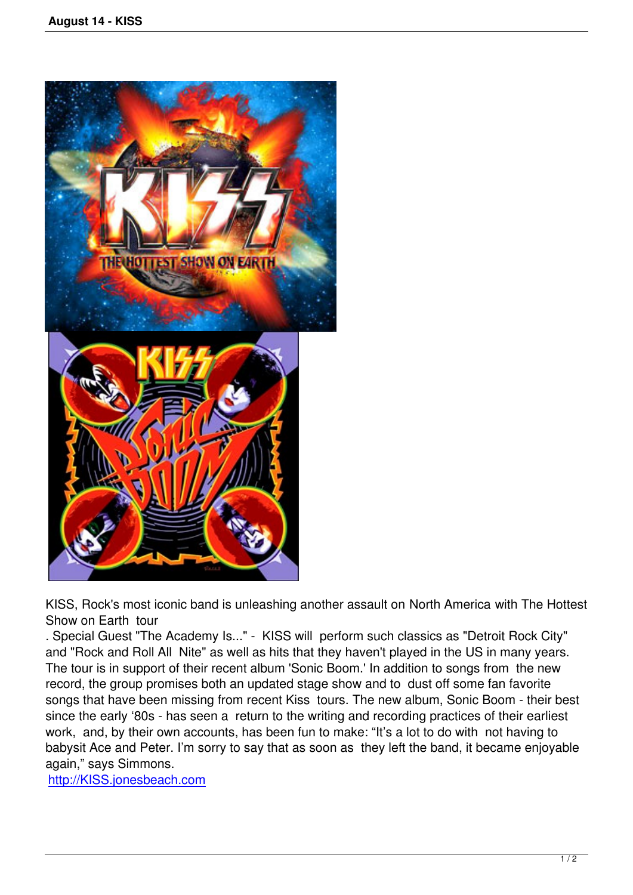KISS, Rock's most iconic band is unleashing another assault on North America with The Hottest Show on Earth tour

. Special Guest "The Academy Is..." - KISS will perform such classics as "Detroit Rock City" and "Rock and Roll All Nite" as well as hits that they haven't played in the US in many years. The tour is in support of their recent album 'Sonic Boom.' In addition to songs from the new record, the group promises both an updated stage show and to dust off some fan favorite songs that have been missing from recent Kiss tours. The new album, Sonic Boom - their best since the early '80s - has seen a return to the writing and recording practices of their earliest work, and, by their own accounts, has been fun to make: "It's a lot to do with not having to babysit Ace and Peter. I'm sorry to say that as soon as they left the band, it became enjoyable again," says Simmons.

http://KISS.jonesbeach.com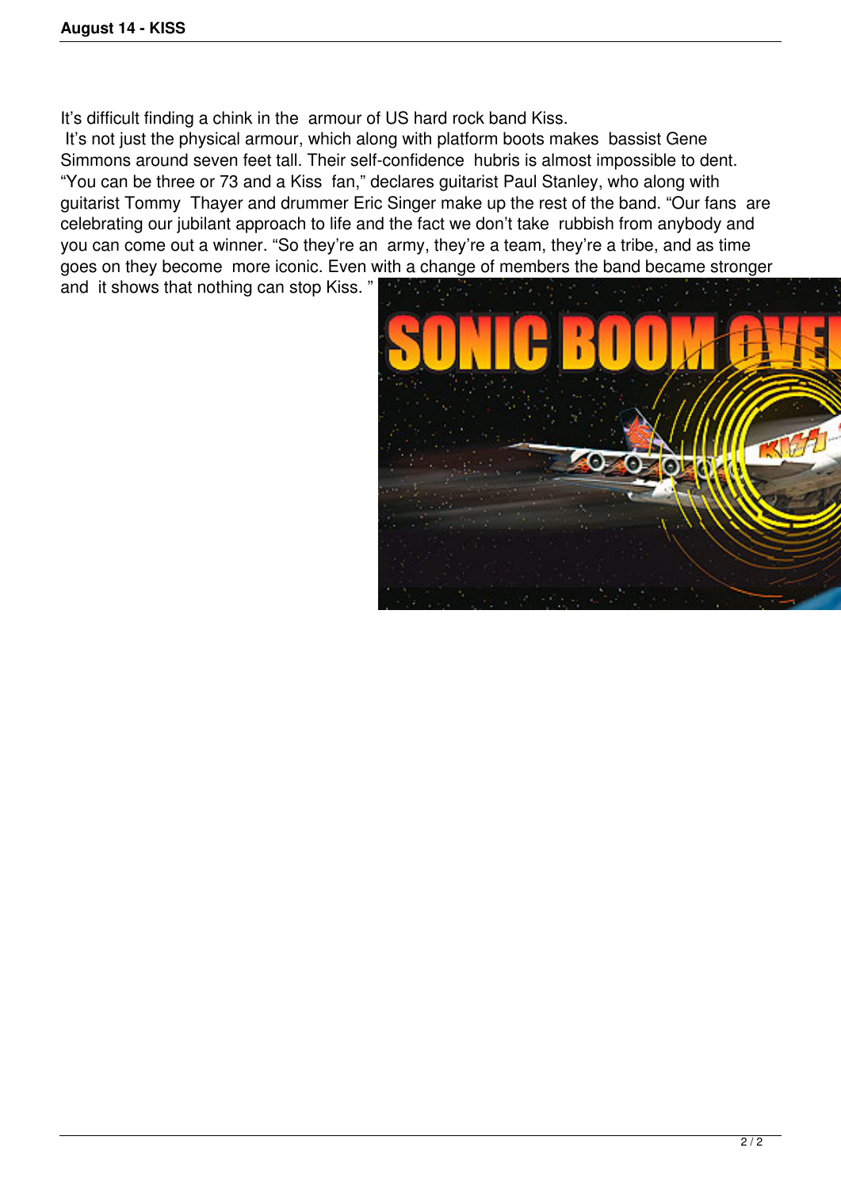It's difficult finding a chink in the armour of US hard rock band Kiss.

It's not just the physical armour, which along with platform boots makes bassist Gene Simmons around seven feet tall. Their self-confidence hubris is almost impossible to dent. "You can be three or 73 and a Kiss fan," declares guitarist Paul Stanley, who along with guitarist Tommy Thayer and drummer Eric Singer make up the rest of the band. "Our fans are celebrating our jubilant approach to life and the fact we don't take rubbish from anybody and you can come out a winner. "So they're an army, they're a team, they're a tribe, and as time goes on they become more iconic. Even with a change of members the band became stronger and it shows that nothing can stop Kiss. "